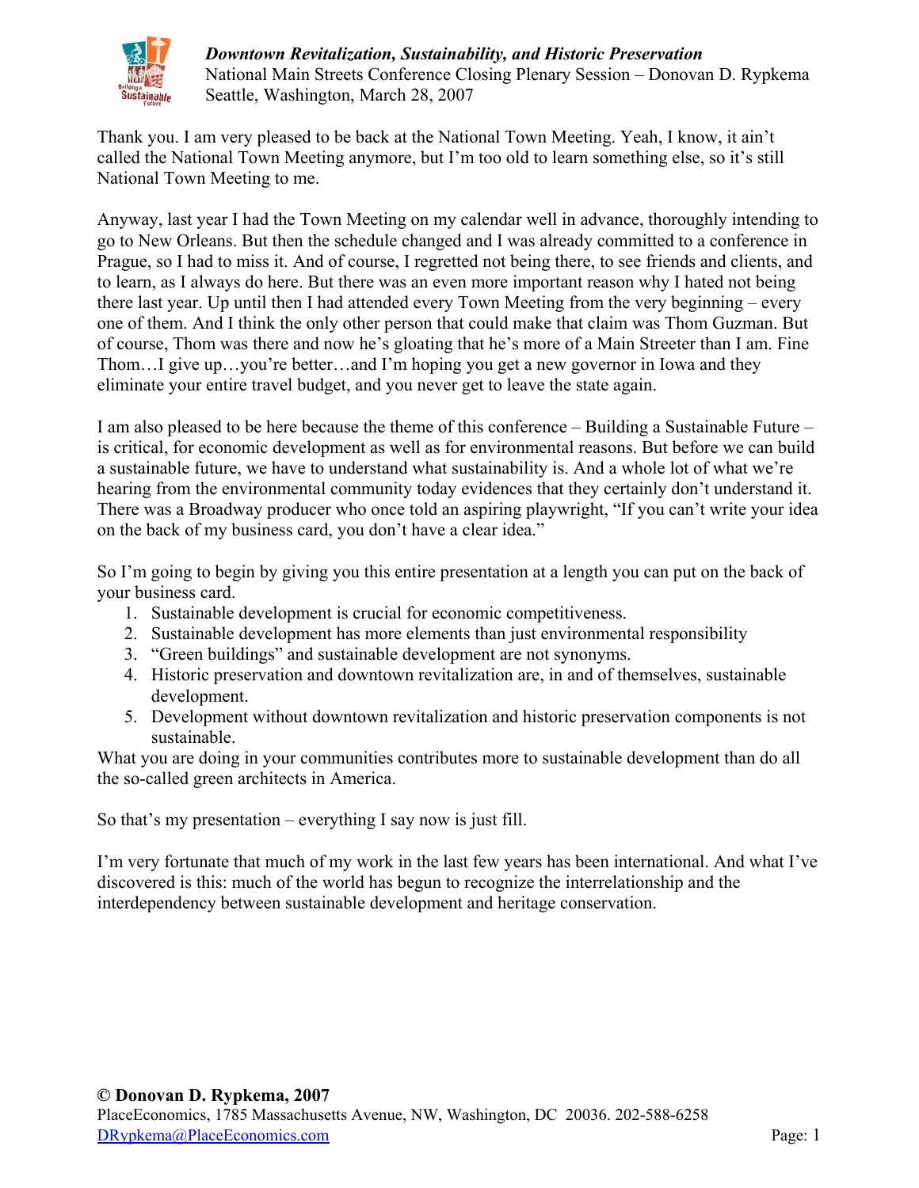# *Downtown Revitalization, Sustainability, and Historic Preservation*

National Main Streets Conference Closing Plenary Session – Donovan D. Rypkema
Seattle, Washington, March 28, 2007

Thank you. I am very pleased to be back at the National Town Meeting. Yeah, I know, it ain't called the National Town Meeting anymore, but I'm too old to learn something else, so it's still National Town Meeting to me.

Anyway, last year I had the Town Meeting on my calendar well in advance, thoroughly intending to go to New Orleans. But then the schedule changed and I was already committed to a conference in Prague, so I had to miss it. And of course, I regretted not being there, to see friends and clients, and to learn, as I always do here. But there was an even more important reason why I hated not being there last year. Up until then I had attended every Town Meeting from the very beginning – every one of them. And I think the only other person that could make that claim was Thom Guzman. But of course, Thom was there and now he's gloating that he's more of a Main Streeter than I am. Fine Thom…I give up…you're better…and I'm hoping you get a new governor in Iowa and they eliminate your entire travel budget, and you never get to leave the state again.

I am also pleased to be here because the theme of this conference – Building a Sustainable Future – is critical, for economic development as well as for environmental reasons. But before we can build a sustainable future, we have to understand what sustainability is. And a whole lot of what we're hearing from the environmental community today evidences that they certainly don't understand it. There was a Broadway producer who once told an aspiring playwright, "If you can't write your idea on the back of my business card, you don't have a clear idea."

So I'm going to begin by giving you this entire presentation at a length you can put on the back of your business card.

1. Sustainable development is crucial for economic competitiveness.
2. Sustainable development has more elements than just environmental responsibility
3. "Green buildings" and sustainable development are not synonyms.
4. Historic preservation and downtown revitalization are, in and of themselves, sustainable development.
5. Development without downtown revitalization and historic preservation components is not sustainable.

What you are doing in your communities contributes more to sustainable development than do all the so-called green architects in America.

So that's my presentation – everything I say now is just fill.

I'm very fortunate that much of my work in the last few years has been international. And what I've discovered is this: much of the world has begun to recognize the interrelationship and the interdependency between sustainable development and heritage conservation.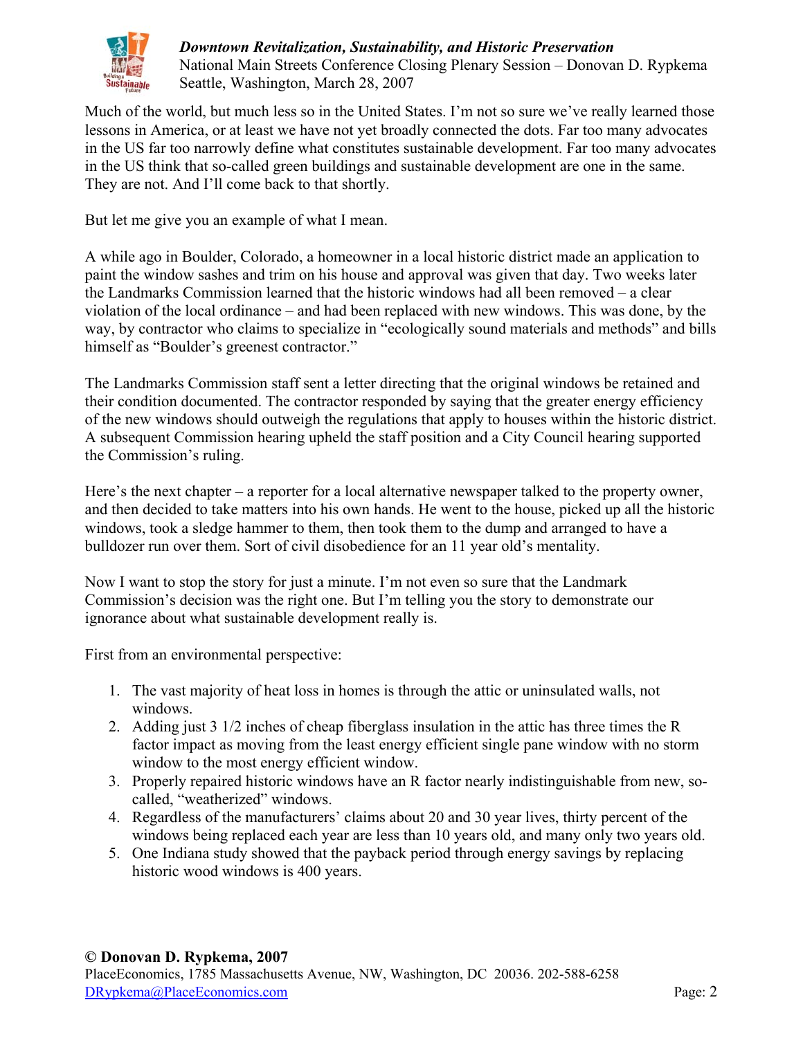Much of the world, but much less so in the United States. I'm not so sure we've really learned those lessons in America, or at least we have not yet broadly connected the dots. Far too many advocates in the US far too narrowly define what constitutes sustainable development. Far too many advocates in the US think that so-called green buildings and sustainable development are one in the same. They are not. And I'll come back to that shortly.

But let me give you an example of what I mean.

A while ago in Boulder, Colorado, a homeowner in a local historic district made an application to paint the window sashes and trim on his house and approval was given that day. Two weeks later the Landmarks Commission learned that the historic windows had all been removed – a clear violation of the local ordinance – and had been replaced with new windows. This was done, by the way, by contractor who claims to specialize in "ecologically sound materials and methods" and bills himself as "Boulder's greenest contractor."

The Landmarks Commission staff sent a letter directing that the original windows be retained and their condition documented. The contractor responded by saying that the greater energy efficiency of the new windows should outweigh the regulations that apply to houses within the historic district. A subsequent Commission hearing upheld the staff position and a City Council hearing supported the Commission's ruling.

Here's the next chapter – a reporter for a local alternative newspaper talked to the property owner, and then decided to take matters into his own hands. He went to the house, picked up all the historic windows, took a sledge hammer to them, then took them to the dump and arranged to have a bulldozer run over them. Sort of civil disobedience for an 11 year old's mentality.

Now I want to stop the story for just a minute. I'm not even so sure that the Landmark Commission's decision was the right one. But I'm telling you the story to demonstrate our ignorance about what sustainable development really is.

First from an environmental perspective:

1. The vast majority of heat loss in homes is through the attic or uninsulated walls, not windows.
2. Adding just 3 1/2 inches of cheap fiberglass insulation in the attic has three times the R factor impact as moving from the least energy efficient single pane window with no storm window to the most energy efficient window.
3. Properly repaired historic windows have an R factor nearly indistinguishable from new, so-called, "weatherized" windows.
4. Regardless of the manufacturers' claims about 20 and 30 year lives, thirty percent of the windows being replaced each year are less than 10 years old, and many only two years old.
5. One Indiana study showed that the payback period through energy savings by replacing historic wood windows is 400 years.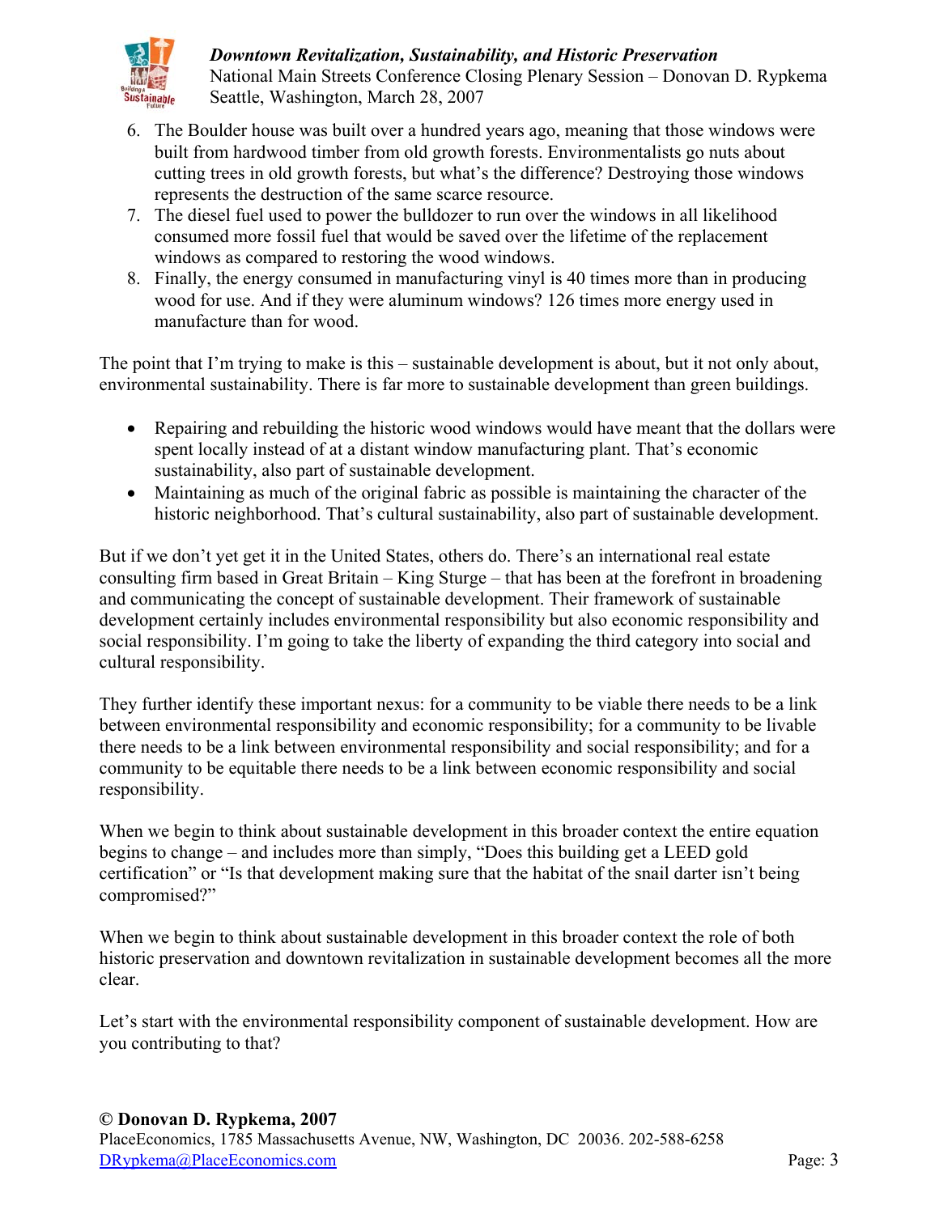6. The Boulder house was built over a hundred years ago, meaning that those windows were built from hardwood timber from old growth forests. Environmentalists go nuts about cutting trees in old growth forests, but what's the difference? Destroying those windows represents the destruction of the same scarce resource.
7. The diesel fuel used to power the bulldozer to run over the windows in all likelihood consumed more fossil fuel that would be saved over the lifetime of the replacement windows as compared to restoring the wood windows.
8. Finally, the energy consumed in manufacturing vinyl is 40 times more than in producing wood for use. And if they were aluminum windows? 126 times more energy used in manufacture than for wood.

The point that I'm trying to make is this – sustainable development is about, but it not only about, environmental sustainability. There is far more to sustainable development than green buildings.

- Repairing and rebuilding the historic wood windows would have meant that the dollars were spent locally instead of at a distant window manufacturing plant. That's economic sustainability, also part of sustainable development.
- Maintaining as much of the original fabric as possible is maintaining the character of the historic neighborhood. That's cultural sustainability, also part of sustainable development.

But if we don't yet get it in the United States, others do. There's an international real estate consulting firm based in Great Britain – King Sturge – that has been at the forefront in broadening and communicating the concept of sustainable development. Their framework of sustainable development certainly includes environmental responsibility but also economic responsibility and social responsibility. I'm going to take the liberty of expanding the third category into social and cultural responsibility.

They further identify these important nexus: for a community to be viable there needs to be a link between environmental responsibility and economic responsibility; for a community to be livable there needs to be a link between environmental responsibility and social responsibility; and for a community to be equitable there needs to be a link between economic responsibility and social responsibility.

When we begin to think about sustainable development in this broader context the entire equation begins to change – and includes more than simply, "Does this building get a LEED gold certification" or "Is that development making sure that the habitat of the snail darter isn't being compromised?"

When we begin to think about sustainable development in this broader context the role of both historic preservation and downtown revitalization in sustainable development becomes all the more clear.

Let's start with the environmental responsibility component of sustainable development. How are you contributing to that?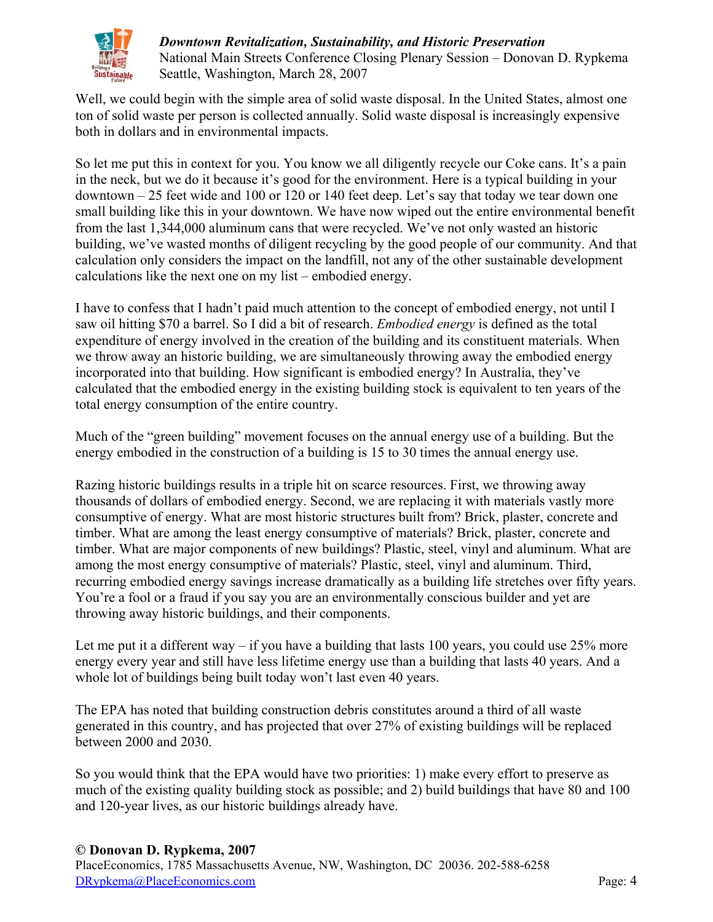Well, we could begin with the simple area of solid waste disposal. In the United States, almost one ton of solid waste per person is collected annually. Solid waste disposal is increasingly expensive both in dollars and in environmental impacts.

So let me put this in context for you. You know we all diligently recycle our Coke cans. It's a pain in the neck, but we do it because it's good for the environment. Here is a typical building in your downtown – 25 feet wide and 100 or 120 or 140 feet deep. Let's say that today we tear down one small building like this in your downtown. We have now wiped out the entire environmental benefit from the last 1,344,000 aluminum cans that were recycled. We've not only wasted an historic building, we've wasted months of diligent recycling by the good people of our community. And that calculation only considers the impact on the landfill, not any of the other sustainable development calculations like the next one on my list – embodied energy.

I have to confess that I hadn't paid much attention to the concept of embodied energy, not until I saw oil hitting $70 a barrel. So I did a bit of research. *Embodied energy* is defined as the total expenditure of energy involved in the creation of the building and its constituent materials. When we throw away an historic building, we are simultaneously throwing away the embodied energy incorporated into that building. How significant is embodied energy? In Australia, they've calculated that the embodied energy in the existing building stock is equivalent to ten years of the total energy consumption of the entire country.

Much of the "green building" movement focuses on the annual energy use of a building. But the energy embodied in the construction of a building is 15 to 30 times the annual energy use.

Razing historic buildings results in a triple hit on scarce resources. First, we throwing away thousands of dollars of embodied energy. Second, we are replacing it with materials vastly more consumptive of energy. What are most historic structures built from? Brick, plaster, concrete and timber. What are among the least energy consumptive of materials? Brick, plaster, concrete and timber. What are major components of new buildings? Plastic, steel, vinyl and aluminum. What are among the most energy consumptive of materials? Plastic, steel, vinyl and aluminum. Third, recurring embodied energy savings increase dramatically as a building life stretches over fifty years. You're a fool or a fraud if you say you are an environmentally conscious builder and yet are throwing away historic buildings, and their components.

Let me put it a different way – if you have a building that lasts 100 years, you could use 25% more energy every year and still have less lifetime energy use than a building that lasts 40 years. And a whole lot of buildings being built today won't last even 40 years.

The EPA has noted that building construction debris constitutes around a third of all waste generated in this country, and has projected that over 27% of existing buildings will be replaced between 2000 and 2030.

So you would think that the EPA would have two priorities: 1) make every effort to preserve as much of the existing quality building stock as possible; and 2) build buildings that have 80 and 100 and 120-year lives, as our historic buildings already have.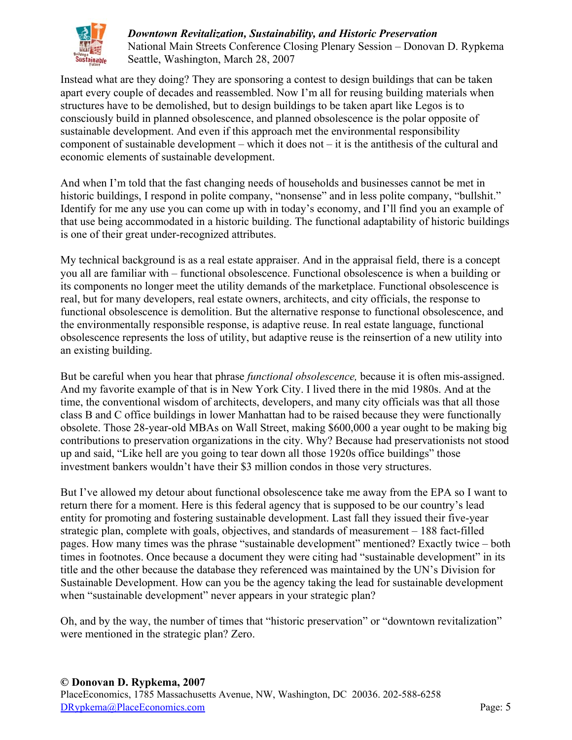Instead what are they doing? They are sponsoring a contest to design buildings that can be taken apart every couple of decades and reassembled. Now I'm all for reusing building materials when structures have to be demolished, but to design buildings to be taken apart like Legos is to consciously build in planned obsolescence, and planned obsolescence is the polar opposite of sustainable development. And even if this approach met the environmental responsibility component of sustainable development – which it does not – it is the antithesis of the cultural and economic elements of sustainable development.

And when I'm told that the fast changing needs of households and businesses cannot be met in historic buildings, I respond in polite company, "nonsense" and in less polite company, "bullshit." Identify for me any use you can come up with in today's economy, and I'll find you an example of that use being accommodated in a historic building. The functional adaptability of historic buildings is one of their great under-recognized attributes.

My technical background is as a real estate appraiser. And in the appraisal field, there is a concept you all are familiar with – functional obsolescence. Functional obsolescence is when a building or its components no longer meet the utility demands of the marketplace. Functional obsolescence is real, but for many developers, real estate owners, architects, and city officials, the response to functional obsolescence is demolition. But the alternative response to functional obsolescence, and the environmentally responsible response, is adaptive reuse. In real estate language, functional obsolescence represents the loss of utility, but adaptive reuse is the reinsertion of a new utility into an existing building.

But be careful when you hear that phrase *functional obsolescence,* because it is often mis-assigned. And my favorite example of that is in New York City. I lived there in the mid 1980s. And at the time, the conventional wisdom of architects, developers, and many city officials was that all those class B and C office buildings in lower Manhattan had to be raised because they were functionally obsolete. Those 28-year-old MBAs on Wall Street, making $600,000 a year ought to be making big contributions to preservation organizations in the city. Why? Because had preservationists not stood up and said, "Like hell are you going to tear down all those 1920s office buildings" those investment bankers wouldn't have their $3 million condos in those very structures.

But I've allowed my detour about functional obsolescence take me away from the EPA so I want to return there for a moment. Here is this federal agency that is supposed to be our country's lead entity for promoting and fostering sustainable development. Last fall they issued their five-year strategic plan, complete with goals, objectives, and standards of measurement – 188 fact-filled pages. How many times was the phrase "sustainable development" mentioned? Exactly twice – both times in footnotes. Once because a document they were citing had "sustainable development" in its title and the other because the database they referenced was maintained by the UN's Division for Sustainable Development. How can you be the agency taking the lead for sustainable development when "sustainable development" never appears in your strategic plan?

Oh, and by the way, the number of times that "historic preservation" or "downtown revitalization" were mentioned in the strategic plan? Zero.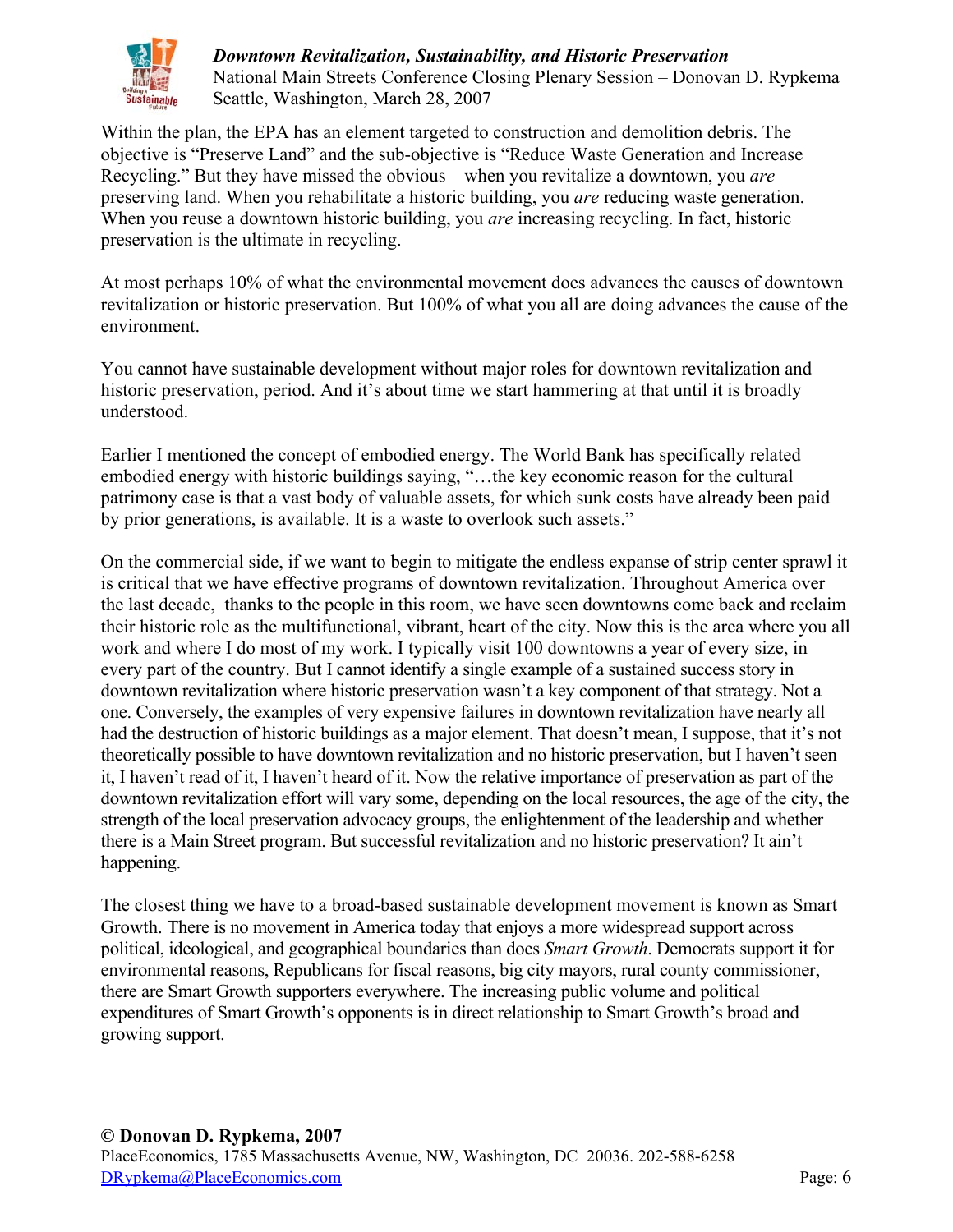Within the plan, the EPA has an element targeted to construction and demolition debris. The objective is "Preserve Land" and the sub-objective is "Reduce Waste Generation and Increase Recycling." But they have missed the obvious – when you revitalize a downtown, you *are* preserving land. When you rehabilitate a historic building, you *are* reducing waste generation. When you reuse a downtown historic building, you *are* increasing recycling. In fact, historic preservation is the ultimate in recycling.

At most perhaps 10% of what the environmental movement does advances the causes of downtown revitalization or historic preservation. But 100% of what you all are doing advances the cause of the environment.

You cannot have sustainable development without major roles for downtown revitalization and historic preservation, period. And it's about time we start hammering at that until it is broadly understood.

Earlier I mentioned the concept of embodied energy. The World Bank has specifically related embodied energy with historic buildings saying, "…the key economic reason for the cultural patrimony case is that a vast body of valuable assets, for which sunk costs have already been paid by prior generations, is available. It is a waste to overlook such assets."

On the commercial side, if we want to begin to mitigate the endless expanse of strip center sprawl it is critical that we have effective programs of downtown revitalization. Throughout America over the last decade, thanks to the people in this room, we have seen downtowns come back and reclaim their historic role as the multifunctional, vibrant, heart of the city. Now this is the area where you all work and where I do most of my work. I typically visit 100 downtowns a year of every size, in every part of the country. But I cannot identify a single example of a sustained success story in downtown revitalization where historic preservation wasn't a key component of that strategy. Not a one. Conversely, the examples of very expensive failures in downtown revitalization have nearly all had the destruction of historic buildings as a major element. That doesn't mean, I suppose, that it's not theoretically possible to have downtown revitalization and no historic preservation, but I haven't seen it, I haven't read of it, I haven't heard of it. Now the relative importance of preservation as part of the downtown revitalization effort will vary some, depending on the local resources, the age of the city, the strength of the local preservation advocacy groups, the enlightenment of the leadership and whether there is a Main Street program. But successful revitalization and no historic preservation? It ain't happening.

The closest thing we have to a broad-based sustainable development movement is known as Smart Growth. There is no movement in America today that enjoys a more widespread support across political, ideological, and geographical boundaries than does *Smart Growth*. Democrats support it for environmental reasons, Republicans for fiscal reasons, big city mayors, rural county commissioner, there are Smart Growth supporters everywhere. The increasing public volume and political expenditures of Smart Growth's opponents is in direct relationship to Smart Growth's broad and growing support.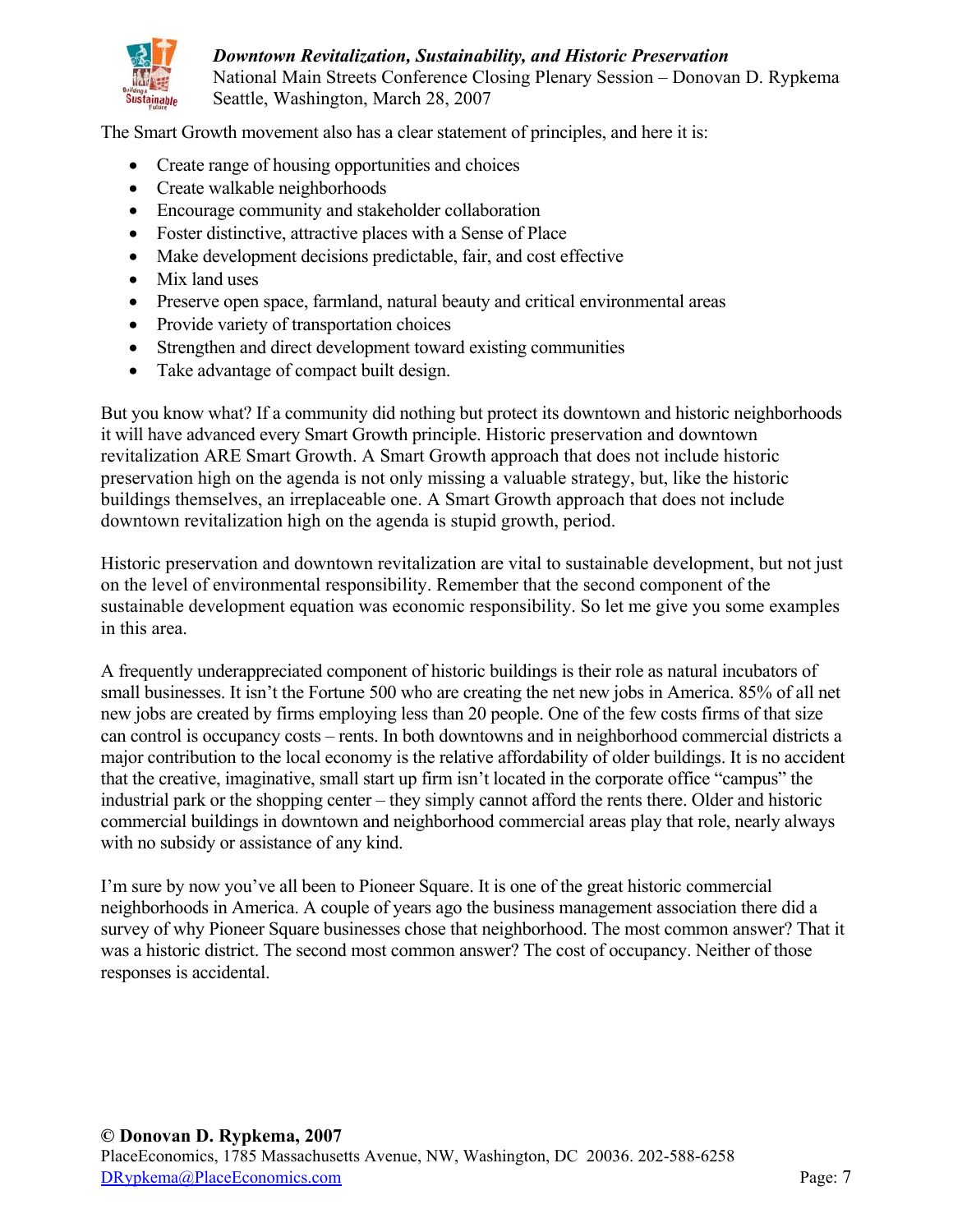The Smart Growth movement also has a clear statement of principles, and here it is:

- Create range of housing opportunities and choices
- Create walkable neighborhoods
- Encourage community and stakeholder collaboration
- Foster distinctive, attractive places with a Sense of Place
- Make development decisions predictable, fair, and cost effective
- Mix land uses
- Preserve open space, farmland, natural beauty and critical environmental areas
- Provide variety of transportation choices
- Strengthen and direct development toward existing communities
- Take advantage of compact built design.

But you know what? If a community did nothing but protect its downtown and historic neighborhoods it will have advanced every Smart Growth principle. Historic preservation and downtown revitalization ARE Smart Growth. A Smart Growth approach that does not include historic preservation high on the agenda is not only missing a valuable strategy, but, like the historic buildings themselves, an irreplaceable one. A Smart Growth approach that does not include downtown revitalization high on the agenda is stupid growth, period.

Historic preservation and downtown revitalization are vital to sustainable development, but not just on the level of environmental responsibility. Remember that the second component of the sustainable development equation was economic responsibility. So let me give you some examples in this area.

A frequently underappreciated component of historic buildings is their role as natural incubators of small businesses. It isn't the Fortune 500 who are creating the net new jobs in America. 85% of all net new jobs are created by firms employing less than 20 people. One of the few costs firms of that size can control is occupancy costs – rents. In both downtowns and in neighborhood commercial districts a major contribution to the local economy is the relative affordability of older buildings. It is no accident that the creative, imaginative, small start up firm isn't located in the corporate office "campus" the industrial park or the shopping center – they simply cannot afford the rents there. Older and historic commercial buildings in downtown and neighborhood commercial areas play that role, nearly always with no subsidy or assistance of any kind.

I'm sure by now you've all been to Pioneer Square. It is one of the great historic commercial neighborhoods in America. A couple of years ago the business management association there did a survey of why Pioneer Square businesses chose that neighborhood. The most common answer? That it was a historic district. The second most common answer? The cost of occupancy. Neither of those responses is accidental.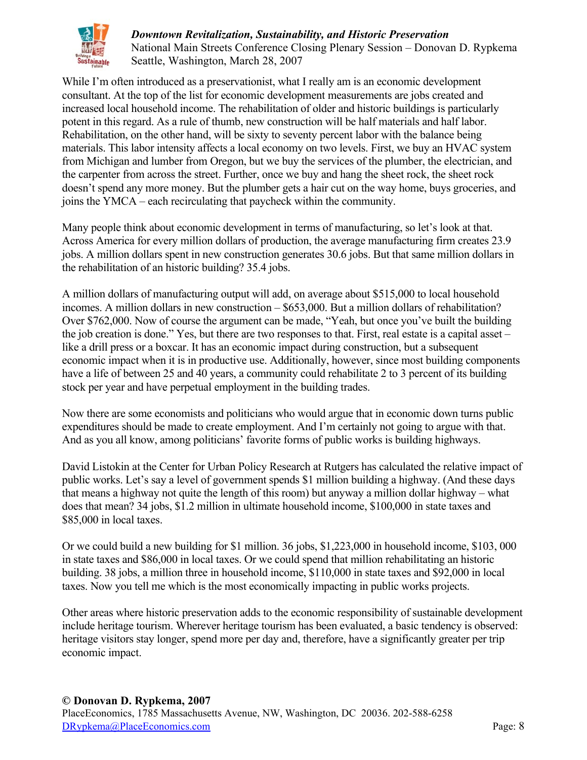While I'm often introduced as a preservationist, what I really am is an economic development consultant. At the top of the list for economic development measurements are jobs created and increased local household income. The rehabilitation of older and historic buildings is particularly potent in this regard. As a rule of thumb, new construction will be half materials and half labor. Rehabilitation, on the other hand, will be sixty to seventy percent labor with the balance being materials. This labor intensity affects a local economy on two levels. First, we buy an HVAC system from Michigan and lumber from Oregon, but we buy the services of the plumber, the electrician, and the carpenter from across the street. Further, once we buy and hang the sheet rock, the sheet rock doesn't spend any more money. But the plumber gets a hair cut on the way home, buys groceries, and joins the YMCA – each recirculating that paycheck within the community.

Many people think about economic development in terms of manufacturing, so let's look at that. Across America for every million dollars of production, the average manufacturing firm creates 23.9 jobs. A million dollars spent in new construction generates 30.6 jobs. But that same million dollars in the rehabilitation of an historic building? 35.4 jobs.

A million dollars of manufacturing output will add, on average about $515,000 to local household incomes. A million dollars in new construction – $653,000. But a million dollars of rehabilitation? Over $762,000. Now of course the argument can be made, "Yeah, but once you've built the building the job creation is done." Yes, but there are two responses to that. First, real estate is a capital asset – like a drill press or a boxcar. It has an economic impact during construction, but a subsequent economic impact when it is in productive use. Additionally, however, since most building components have a life of between 25 and 40 years, a community could rehabilitate 2 to 3 percent of its building stock per year and have perpetual employment in the building trades.

Now there are some economists and politicians who would argue that in economic down turns public expenditures should be made to create employment. And I'm certainly not going to argue with that. And as you all know, among politicians' favorite forms of public works is building highways.

David Listokin at the Center for Urban Policy Research at Rutgers has calculated the relative impact of public works. Let's say a level of government spends $1 million building a highway. (And these days that means a highway not quite the length of this room) but anyway a million dollar highway – what does that mean? 34 jobs, $1.2 million in ultimate household income, $100,000 in state taxes and $85,000 in local taxes.

Or we could build a new building for $1 million. 36 jobs, $1,223,000 in household income, $103, 000 in state taxes and $86,000 in local taxes. Or we could spend that million rehabilitating an historic building. 38 jobs, a million three in household income, $110,000 in state taxes and $92,000 in local taxes. Now you tell me which is the most economically impacting in public works projects.

Other areas where historic preservation adds to the economic responsibility of sustainable development include heritage tourism. Wherever heritage tourism has been evaluated, a basic tendency is observed: heritage visitors stay longer, spend more per day and, therefore, have a significantly greater per trip economic impact.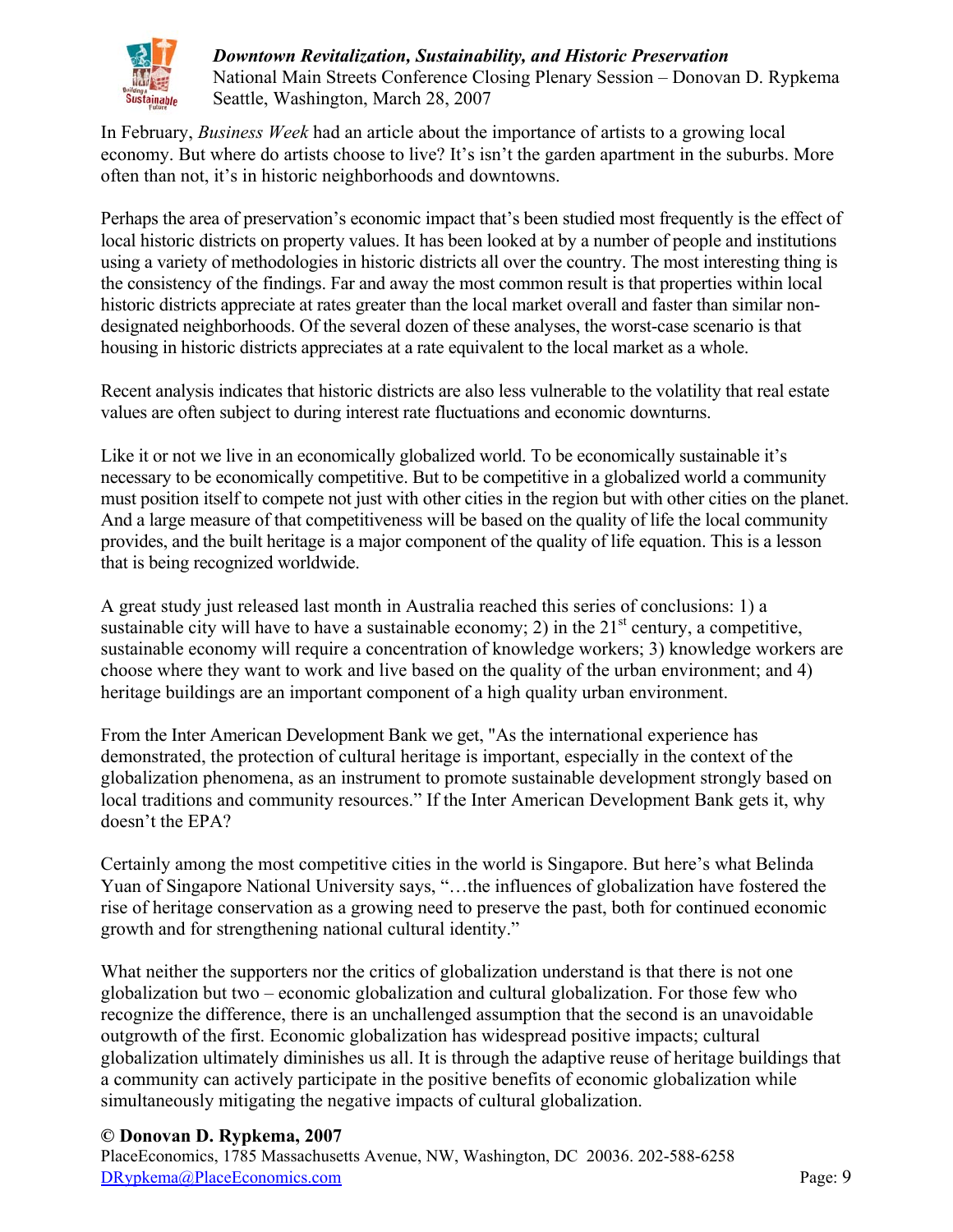In February, *Business Week* had an article about the importance of artists to a growing local economy. But where do artists choose to live? It's isn't the garden apartment in the suburbs. More often than not, it's in historic neighborhoods and downtowns.

Perhaps the area of preservation's economic impact that's been studied most frequently is the effect of local historic districts on property values. It has been looked at by a number of people and institutions using a variety of methodologies in historic districts all over the country. The most interesting thing is the consistency of the findings. Far and away the most common result is that properties within local historic districts appreciate at rates greater than the local market overall and faster than similar non-designated neighborhoods. Of the several dozen of these analyses, the worst-case scenario is that housing in historic districts appreciates at a rate equivalent to the local market as a whole.

Recent analysis indicates that historic districts are also less vulnerable to the volatility that real estate values are often subject to during interest rate fluctuations and economic downturns.

Like it or not we live in an economically globalized world. To be economically sustainable it's necessary to be economically competitive. But to be competitive in a globalized world a community must position itself to compete not just with other cities in the region but with other cities on the planet. And a large measure of that competitiveness will be based on the quality of life the local community provides, and the built heritage is a major component of the quality of life equation. This is a lesson that is being recognized worldwide.

A great study just released last month in Australia reached this series of conclusions: 1) a sustainable city will have to have a sustainable economy; 2) in the 21st century, a competitive, sustainable economy will require a concentration of knowledge workers; 3) knowledge workers are choose where they want to work and live based on the quality of the urban environment; and 4) heritage buildings are an important component of a high quality urban environment.

From the Inter American Development Bank we get, "As the international experience has demonstrated, the protection of cultural heritage is important, especially in the context of the globalization phenomena, as an instrument to promote sustainable development strongly based on local traditions and community resources." If the Inter American Development Bank gets it, why doesn't the EPA?

Certainly among the most competitive cities in the world is Singapore. But here's what Belinda Yuan of Singapore National University says, "…the influences of globalization have fostered the rise of heritage conservation as a growing need to preserve the past, both for continued economic growth and for strengthening national cultural identity."

What neither the supporters nor the critics of globalization understand is that there is not one globalization but two – economic globalization and cultural globalization. For those few who recognize the difference, there is an unchallenged assumption that the second is an unavoidable outgrowth of the first. Economic globalization has widespread positive impacts; cultural globalization ultimately diminishes us all. It is through the adaptive reuse of heritage buildings that a community can actively participate in the positive benefits of economic globalization while simultaneously mitigating the negative impacts of cultural globalization.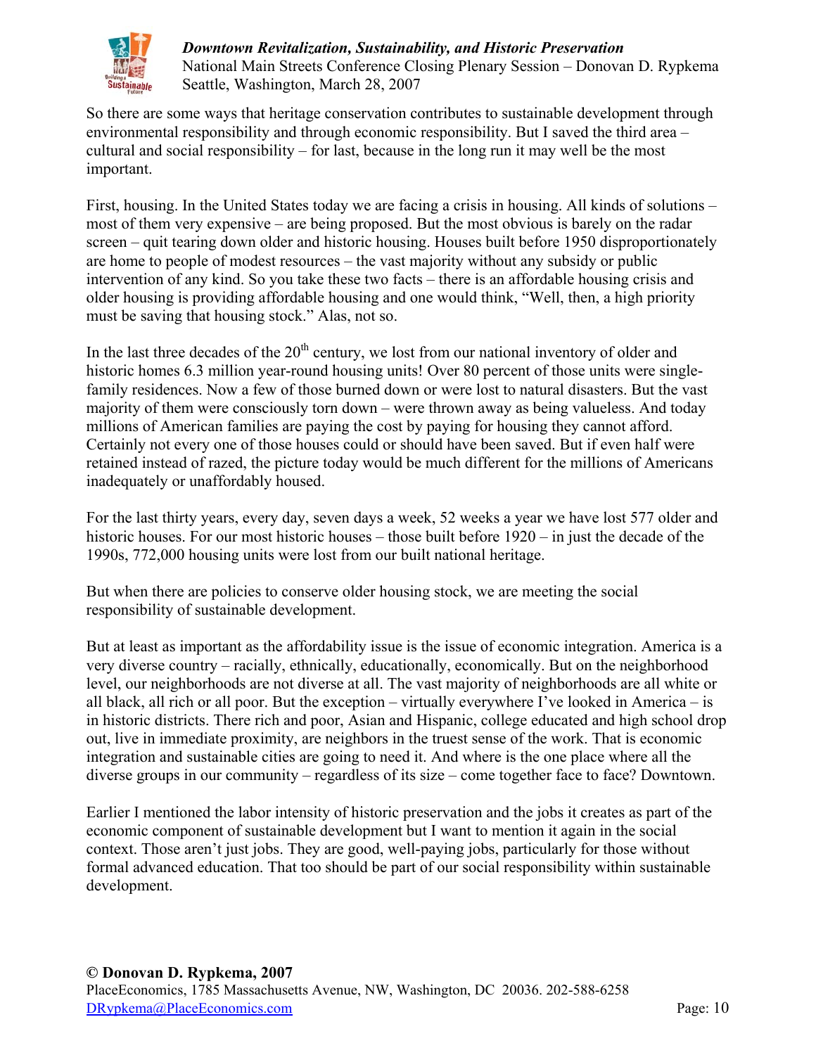So there are some ways that heritage conservation contributes to sustainable development through environmental responsibility and through economic responsibility. But I saved the third area – cultural and social responsibility – for last, because in the long run it may well be the most important.

First, housing. In the United States today we are facing a crisis in housing. All kinds of solutions – most of them very expensive – are being proposed. But the most obvious is barely on the radar screen – quit tearing down older and historic housing. Houses built before 1950 disproportionately are home to people of modest resources – the vast majority without any subsidy or public intervention of any kind. So you take these two facts – there is an affordable housing crisis and older housing is providing affordable housing and one would think, "Well, then, a high priority must be saving that housing stock." Alas, not so.

In the last three decades of the 20th century, we lost from our national inventory of older and historic homes 6.3 million year-round housing units! Over 80 percent of those units were single-family residences. Now a few of those burned down or were lost to natural disasters. But the vast majority of them were consciously torn down – were thrown away as being valueless. And today millions of American families are paying the cost by paying for housing they cannot afford. Certainly not every one of those houses could or should have been saved. But if even half were retained instead of razed, the picture today would be much different for the millions of Americans inadequately or unaffordably housed.

For the last thirty years, every day, seven days a week, 52 weeks a year we have lost 577 older and historic houses. For our most historic houses – those built before 1920 – in just the decade of the 1990s, 772,000 housing units were lost from our built national heritage.

But when there are policies to conserve older housing stock, we are meeting the social responsibility of sustainable development.

But at least as important as the affordability issue is the issue of economic integration. America is a very diverse country – racially, ethnically, educationally, economically. But on the neighborhood level, our neighborhoods are not diverse at all. The vast majority of neighborhoods are all white or all black, all rich or all poor. But the exception – virtually everywhere I've looked in America – is in historic districts. There rich and poor, Asian and Hispanic, college educated and high school drop out, live in immediate proximity, are neighbors in the truest sense of the work. That is economic integration and sustainable cities are going to need it. And where is the one place where all the diverse groups in our community – regardless of its size – come together face to face? Downtown.

Earlier I mentioned the labor intensity of historic preservation and the jobs it creates as part of the economic component of sustainable development but I want to mention it again in the social context. Those aren't just jobs. They are good, well-paying jobs, particularly for those without formal advanced education. That too should be part of our social responsibility within sustainable development.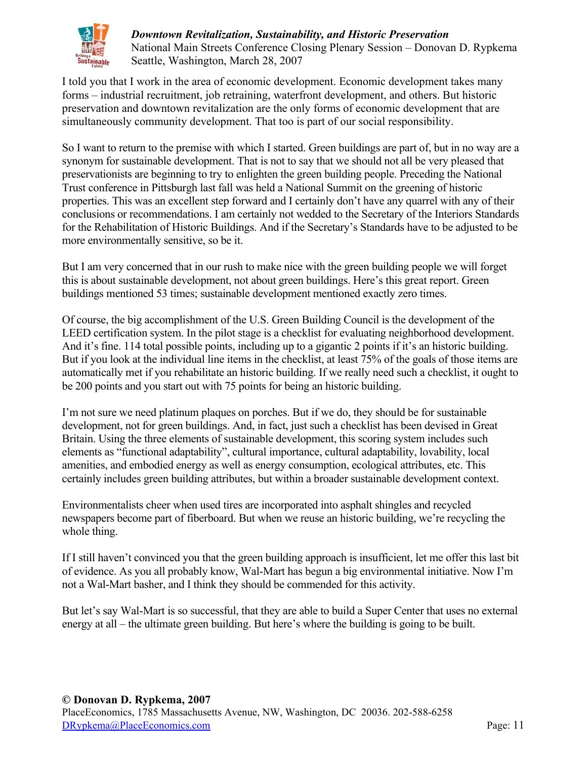I told you that I work in the area of economic development. Economic development takes many forms – industrial recruitment, job retraining, waterfront development, and others. But historic preservation and downtown revitalization are the only forms of economic development that are simultaneously community development. That too is part of our social responsibility.

So I want to return to the premise with which I started. Green buildings are part of, but in no way are a synonym for sustainable development. That is not to say that we should not all be very pleased that preservationists are beginning to try to enlighten the green building people. Preceding the National Trust conference in Pittsburgh last fall was held a National Summit on the greening of historic properties. This was an excellent step forward and I certainly don't have any quarrel with any of their conclusions or recommendations. I am certainly not wedded to the Secretary of the Interiors Standards for the Rehabilitation of Historic Buildings. And if the Secretary's Standards have to be adjusted to be more environmentally sensitive, so be it.

But I am very concerned that in our rush to make nice with the green building people we will forget this is about sustainable development, not about green buildings. Here's this great report. Green buildings mentioned 53 times; sustainable development mentioned exactly zero times.

Of course, the big accomplishment of the U.S. Green Building Council is the development of the LEED certification system. In the pilot stage is a checklist for evaluating neighborhood development. And it's fine. 114 total possible points, including up to a gigantic 2 points if it's an historic building. But if you look at the individual line items in the checklist, at least 75% of the goals of those items are automatically met if you rehabilitate an historic building. If we really need such a checklist, it ought to be 200 points and you start out with 75 points for being an historic building.

I'm not sure we need platinum plaques on porches. But if we do, they should be for sustainable development, not for green buildings. And, in fact, just such a checklist has been devised in Great Britain. Using the three elements of sustainable development, this scoring system includes such elements as "functional adaptability", cultural importance, cultural adaptability, lovability, local amenities, and embodied energy as well as energy consumption, ecological attributes, etc. This certainly includes green building attributes, but within a broader sustainable development context.

Environmentalists cheer when used tires are incorporated into asphalt shingles and recycled newspapers become part of fiberboard. But when we reuse an historic building, we're recycling the whole thing.

If I still haven't convinced you that the green building approach is insufficient, let me offer this last bit of evidence. As you all probably know, Wal-Mart has begun a big environmental initiative. Now I'm not a Wal-Mart basher, and I think they should be commended for this activity.

But let's say Wal-Mart is so successful, that they are able to build a Super Center that uses no external energy at all – the ultimate green building. But here's where the building is going to be built.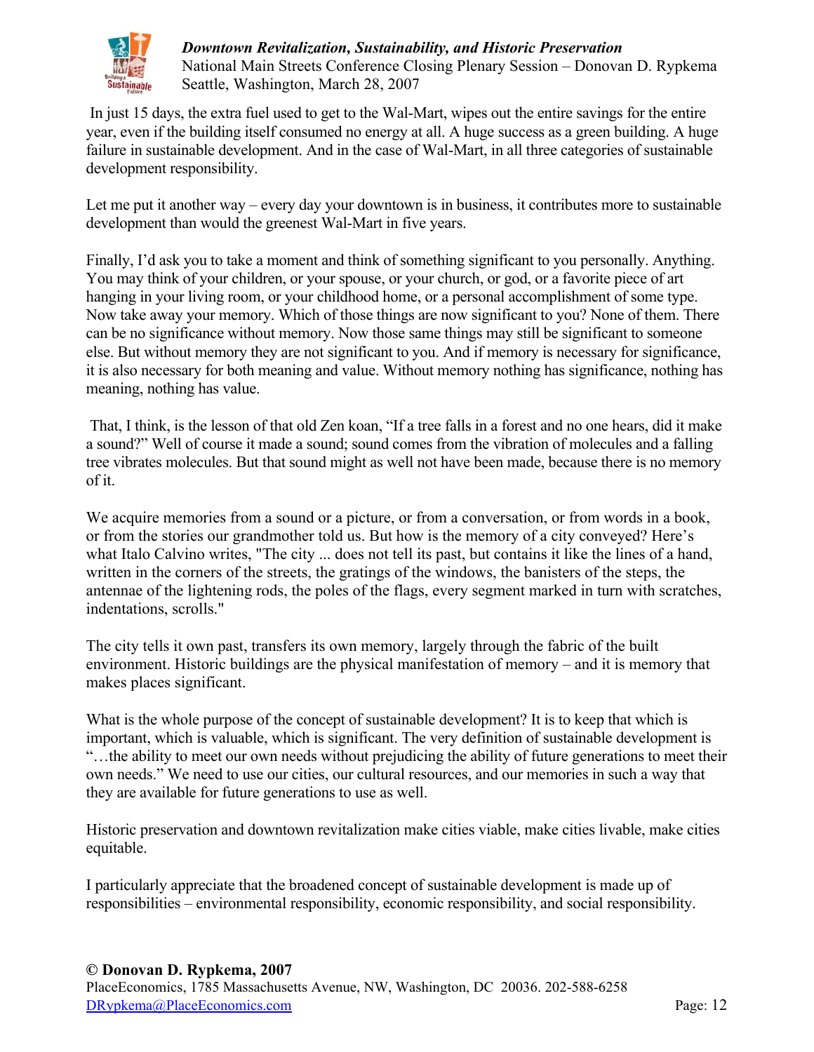In just 15 days, the extra fuel used to get to the Wal-Mart, wipes out the entire savings for the entire year, even if the building itself consumed no energy at all. A huge success as a green building. A huge failure in sustainable development. And in the case of Wal-Mart, in all three categories of sustainable development responsibility.

Let me put it another way – every day your downtown is in business, it contributes more to sustainable development than would the greenest Wal-Mart in five years.

Finally, I'd ask you to take a moment and think of something significant to you personally. Anything. You may think of your children, or your spouse, or your church, or god, or a favorite piece of art hanging in your living room, or your childhood home, or a personal accomplishment of some type. Now take away your memory. Which of those things are now significant to you? None of them. There can be no significance without memory. Now those same things may still be significant to someone else. But without memory they are not significant to you. And if memory is necessary for significance, it is also necessary for both meaning and value. Without memory nothing has significance, nothing has meaning, nothing has value.

That, I think, is the lesson of that old Zen koan, "If a tree falls in a forest and no one hears, did it make a sound?" Well of course it made a sound; sound comes from the vibration of molecules and a falling tree vibrates molecules. But that sound might as well not have been made, because there is no memory of it.

We acquire memories from a sound or a picture, or from a conversation, or from words in a book, or from the stories our grandmother told us. But how is the memory of a city conveyed? Here's what Italo Calvino writes, "The city ... does not tell its past, but contains it like the lines of a hand, written in the corners of the streets, the gratings of the windows, the banisters of the steps, the antennae of the lightening rods, the poles of the flags, every segment marked in turn with scratches, indentations, scrolls."

The city tells it own past, transfers its own memory, largely through the fabric of the built environment. Historic buildings are the physical manifestation of memory – and it is memory that makes places significant.

What is the whole purpose of the concept of sustainable development? It is to keep that which is important, which is valuable, which is significant. The very definition of sustainable development is "…the ability to meet our own needs without prejudicing the ability of future generations to meet their own needs." We need to use our cities, our cultural resources, and our memories in such a way that they are available for future generations to use as well.

Historic preservation and downtown revitalization make cities viable, make cities livable, make cities equitable.

I particularly appreciate that the broadened concept of sustainable development is made up of responsibilities – environmental responsibility, economic responsibility, and social responsibility.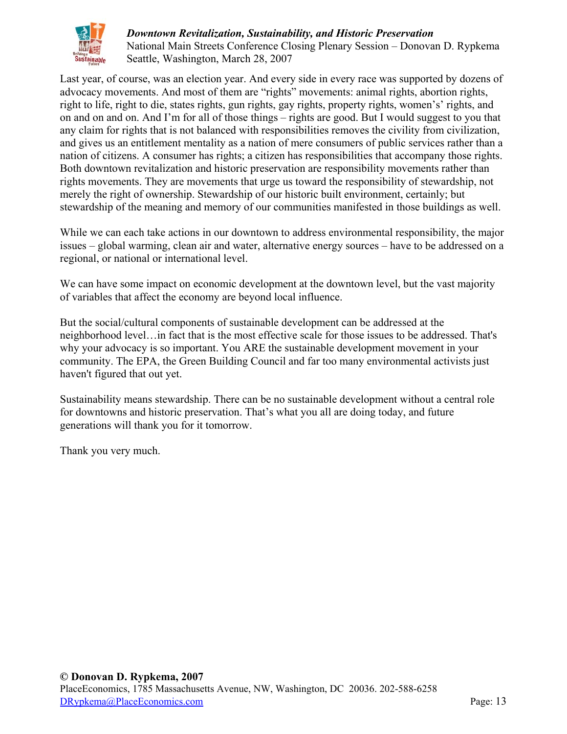Last year, of course, was an election year. And every side in every race was supported by dozens of advocacy movements. And most of them are "rights" movements: animal rights, abortion rights, right to life, right to die, states rights, gun rights, gay rights, property rights, women's' rights, and on and on and on. And I'm for all of those things – rights are good. But I would suggest to you that any claim for rights that is not balanced with responsibilities removes the civility from civilization, and gives us an entitlement mentality as a nation of mere consumers of public services rather than a nation of citizens. A consumer has rights; a citizen has responsibilities that accompany those rights. Both downtown revitalization and historic preservation are responsibility movements rather than rights movements. They are movements that urge us toward the responsibility of stewardship, not merely the right of ownership. Stewardship of our historic built environment, certainly; but stewardship of the meaning and memory of our communities manifested in those buildings as well.

While we can each take actions in our downtown to address environmental responsibility, the major issues – global warming, clean air and water, alternative energy sources – have to be addressed on a regional, or national or international level.

We can have some impact on economic development at the downtown level, but the vast majority of variables that affect the economy are beyond local influence.

But the social/cultural components of sustainable development can be addressed at the neighborhood level…in fact that is the most effective scale for those issues to be addressed. That's why your advocacy is so important. You ARE the sustainable development movement in your community. The EPA, the Green Building Council and far too many environmental activists just haven't figured that out yet.

Sustainability means stewardship. There can be no sustainable development without a central role for downtowns and historic preservation. That's what you all are doing today, and future generations will thank you for it tomorrow.

Thank you very much.